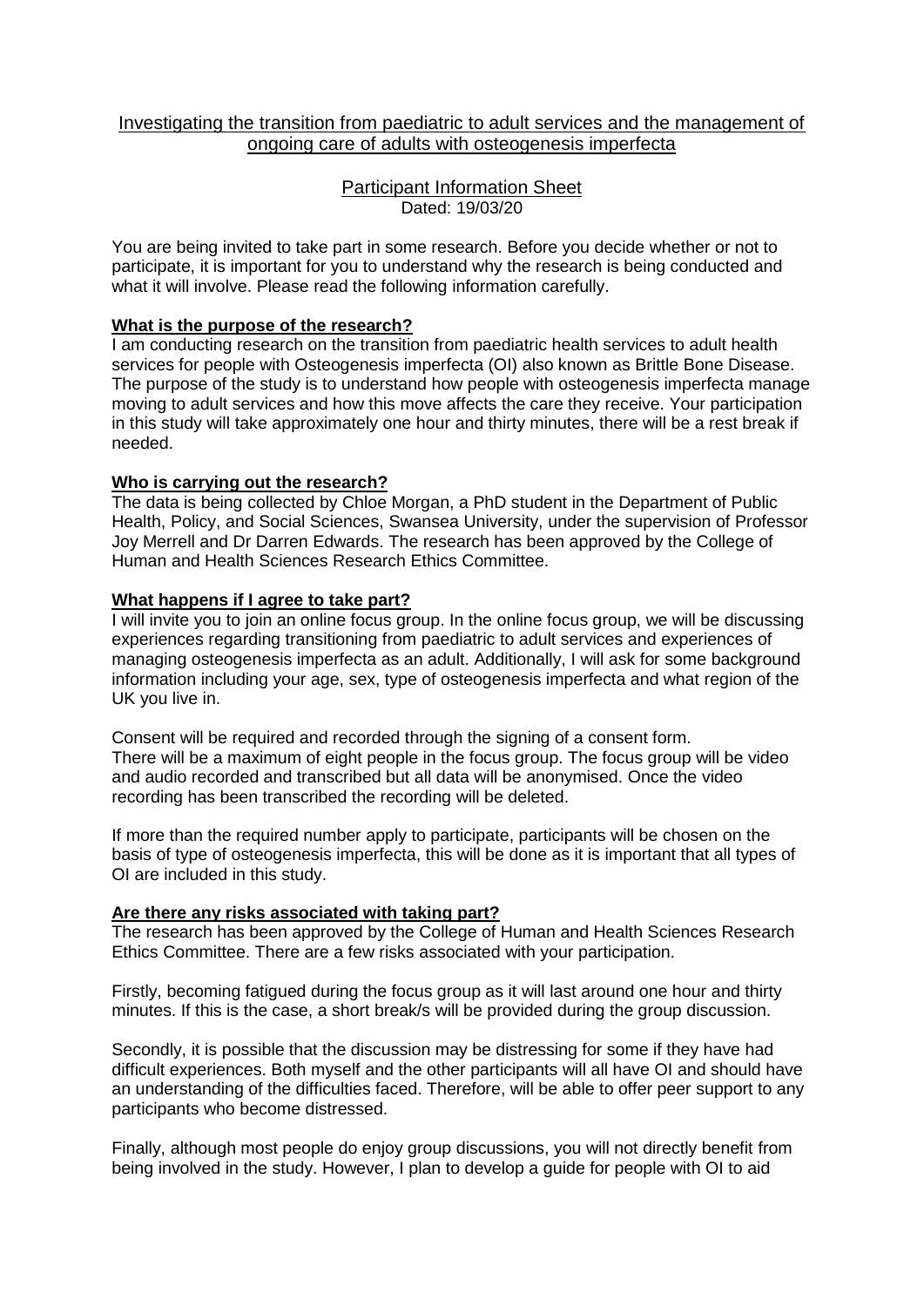# Investigating the transition from paediatric to adult services and the management of ongoing care of adults with osteogenesis imperfecta

## Participant Information Sheet

Dated: 19/03/20

You are being invited to take part in some research. Before you decide whether or not to participate, it is important for you to understand why the research is being conducted and what it will involve. Please read the following information carefully.

### What is the purpose of the research?

I am conducting research on the transition from paediatric health services to adult health services for people with Osteogenesis imperfecta (OI) also known as Brittle Bone Disease. The purpose of the study is to understand how people with osteogenesis imperfecta manage moving to adult services and how this move affects the care they receive. Your participation in this study will take approximately one hour and thirty minutes, there will be a rest break if needed.

### Who is carrying out the research?

The data is being collected by Chloe Morgan, a PhD student in the Department of Public Health, Policy, and Social Sciences, Swansea University, under the supervision of Professor Joy Merrell and Dr Darren Edwards. The research has been approved by the College of Human and Health Sciences Research Ethics Committee.

### What happens if I agree to take part?

I will invite you to join an online focus group. In the online focus group, we will be discussing experiences regarding transitioning from paediatric to adult services and experiences of managing osteogenesis imperfecta as an adult. Additionally, I will ask for some background information including your age, sex, type of osteogenesis imperfecta and what region of the UK you live in.

Consent will be required and recorded through the signing of a consent form.
There will be a maximum of eight people in the focus group. The focus group will be video and audio recorded and transcribed but all data will be anonymised. Once the video recording has been transcribed the recording will be deleted.

If more than the required number apply to participate, participants will be chosen on the basis of type of osteogenesis imperfecta, this will be done as it is important that all types of OI are included in this study.

### Are there any risks associated with taking part?

The research has been approved by the College of Human and Health Sciences Research Ethics Committee. There are a few risks associated with your participation.

Firstly, becoming fatigued during the focus group as it will last around one hour and thirty minutes. If this is the case, a short break/s will be provided during the group discussion.

Secondly, it is possible that the discussion may be distressing for some if they have had difficult experiences. Both myself and the other participants will all have OI and should have an understanding of the difficulties faced. Therefore, will be able to offer peer support to any participants who become distressed.

Finally, although most people do enjoy group discussions, you will not directly benefit from being involved in the study. However, I plan to develop a guide for people with OI to aid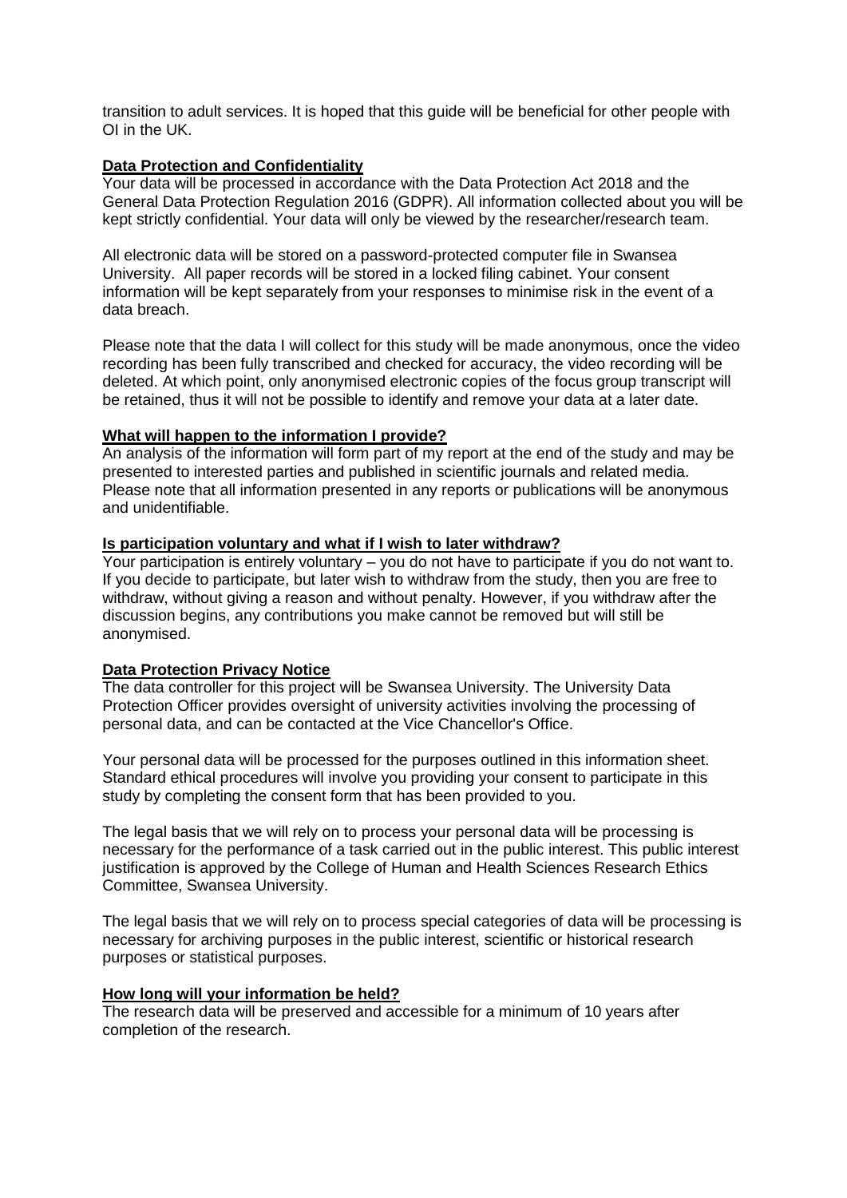transition to adult services. It is hoped that this guide will be beneficial for other people with OI in the UK.

**Data Protection and Confidentiality**

Your data will be processed in accordance with the Data Protection Act 2018 and the General Data Protection Regulation 2016 (GDPR). All information collected about you will be kept strictly confidential. Your data will only be viewed by the researcher/research team.

All electronic data will be stored on a password-protected computer file in Swansea University. All paper records will be stored in a locked filing cabinet. Your consent information will be kept separately from your responses to minimise risk in the event of a data breach.

Please note that the data I will collect for this study will be made anonymous, once the video recording has been fully transcribed and checked for accuracy, the video recording will be deleted. At which point, only anonymised electronic copies of the focus group transcript will be retained, thus it will not be possible to identify and remove your data at a later date.

**What will happen to the information I provide?**

An analysis of the information will form part of my report at the end of the study and may be presented to interested parties and published in scientific journals and related media. Please note that all information presented in any reports or publications will be anonymous and unidentifiable.

**Is participation voluntary and what if I wish to later withdraw?**

Your participation is entirely voluntary – you do not have to participate if you do not want to. If you decide to participate, but later wish to withdraw from the study, then you are free to withdraw, without giving a reason and without penalty. However, if you withdraw after the discussion begins, any contributions you make cannot be removed but will still be anonymised.

**Data Protection Privacy Notice**

The data controller for this project will be Swansea University. The University Data Protection Officer provides oversight of university activities involving the processing of personal data, and can be contacted at the Vice Chancellor's Office.

Your personal data will be processed for the purposes outlined in this information sheet. Standard ethical procedures will involve you providing your consent to participate in this study by completing the consent form that has been provided to you.

The legal basis that we will rely on to process your personal data will be processing is necessary for the performance of a task carried out in the public interest. This public interest justification is approved by the College of Human and Health Sciences Research Ethics Committee, Swansea University.

The legal basis that we will rely on to process special categories of data will be processing is necessary for archiving purposes in the public interest, scientific or historical research purposes or statistical purposes.

**How long will your information be held?**

The research data will be preserved and accessible for a minimum of 10 years after completion of the research.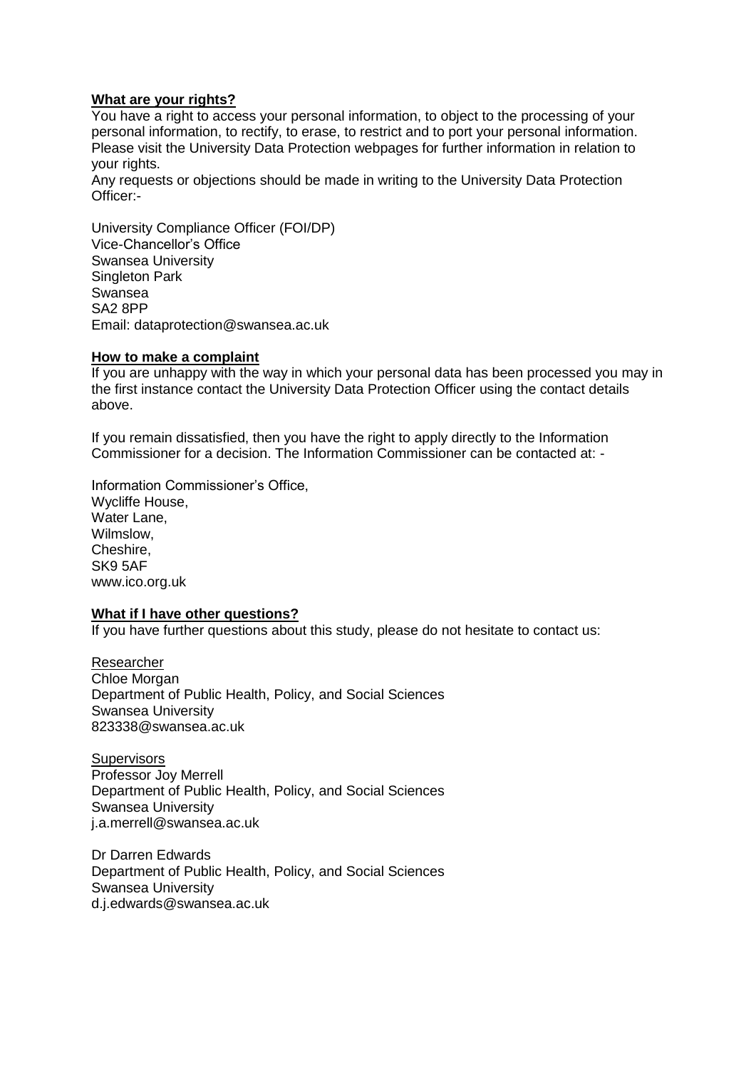**What are your rights?**

You have a right to access your personal information, to object to the processing of your personal information, to rectify, to erase, to restrict and to port your personal information. Please visit the University Data Protection webpages for further information in relation to your rights.

Any requests or objections should be made in writing to the University Data Protection Officer:-

University Compliance Officer (FOI/DP)
Vice-Chancellor's Office
Swansea University
Singleton Park
Swansea
SA2 8PP
Email: dataprotection@swansea.ac.uk

**How to make a complaint**

If you are unhappy with the way in which your personal data has been processed you may in the first instance contact the University Data Protection Officer using the contact details above.

If you remain dissatisfied, then you have the right to apply directly to the Information Commissioner for a decision. The Information Commissioner can be contacted at: -

Information Commissioner's Office,
Wycliffe House,
Water Lane,
Wilmslow,
Cheshire,
SK9 5AF
www.ico.org.uk

**What if I have other questions?**

If you have further questions about this study, please do not hesitate to contact us:

Researcher
Chloe Morgan
Department of Public Health, Policy, and Social Sciences
Swansea University
823338@swansea.ac.uk

Supervisors
Professor Joy Merrell
Department of Public Health, Policy, and Social Sciences
Swansea University
j.a.merrell@swansea.ac.uk

Dr Darren Edwards
Department of Public Health, Policy, and Social Sciences
Swansea University
d.j.edwards@swansea.ac.uk